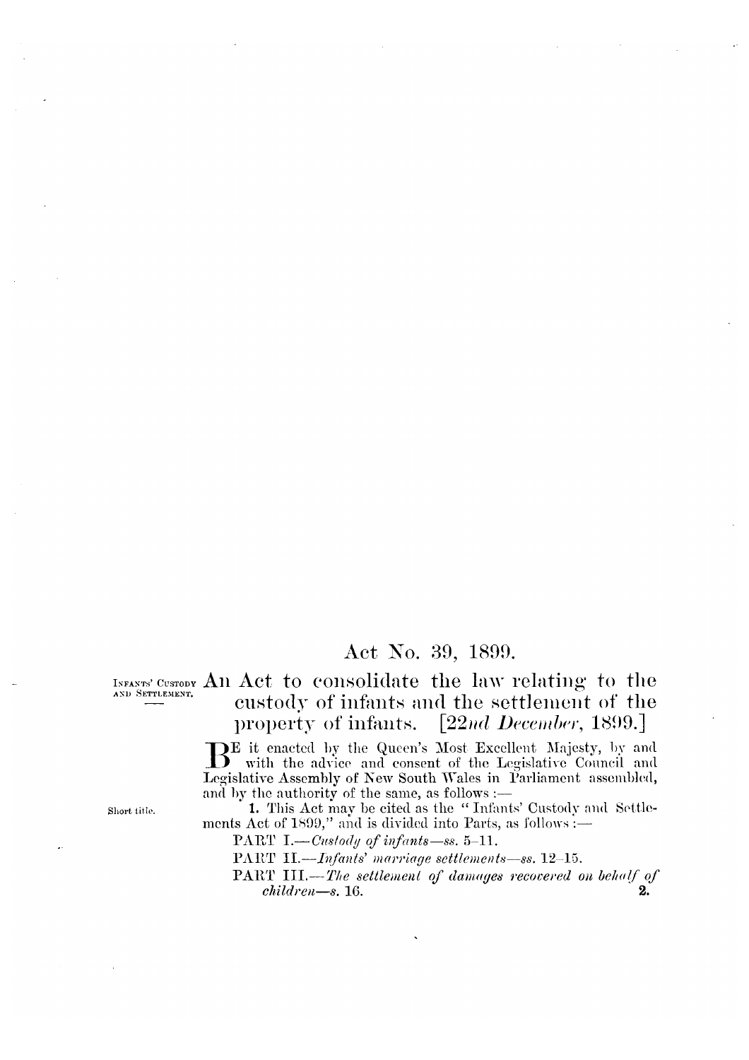# Act No. 39, 1899.

INFANTS' CUSTODY AND SETTLEMENT.

## An Act to consolidate the law relating to the custody of infants and the settlement of the property of infants. [22*nd December*, 1899.]

BE it enacted by the Queen's Most Excellent Majesty, by and with the advice and consent of the Legislative Council and Legislative Assembly of New South Wales in Parliament assembled, and by the authority of the same, as follows:—

Short title.

**1.** This Act may be cited as the "Infants' Custody and Settlements Act of 1899," and is divided into Parts, as follows:—

PART I.—*Custody of infants*—*ss.* 5–11.

PART II.—*Infants' marriage settlements*—*ss.* 12–15.

PART III.—*The settlement of damages recovered on behalf of children*—*s.* 16.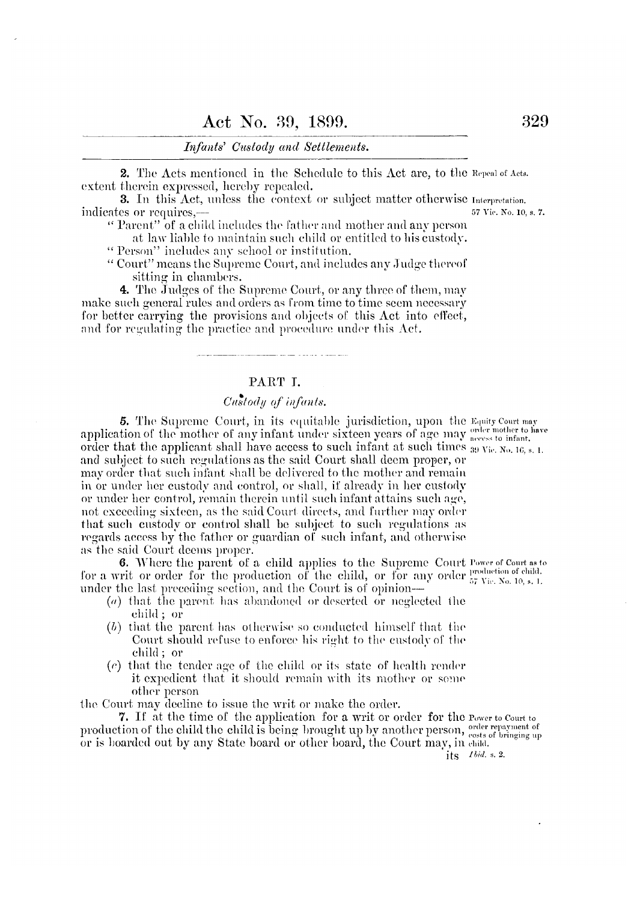**2.** The Acts mentioned in the Schedule to this Act are, to the extent therein expressed, hereby repealed.

Repeal of Acts.

**3.** In this Act, unless the context or subject matter otherwise indicates or requires,—

Interpretation. 57 Vic. No. 10, s. 7.

"Parent" of a child includes the father and mother and any person at law liable to maintain such child or entitled to his custody.

"Person" includes any school or institution.

"Court" means the Supreme Court, and includes any Judge thereof sitting in chambers.

**4.** The Judges of the Supreme Court, or any three of them, may make such general rules and orders as from time to time seem necessary for better carrying the provisions and objects of this Act into effect, and for regulating the practice and procedure under this Act.

## PART I.

### *Custody of infants.*

**5.** The Supreme Court, in its equitable jurisdiction, upon the application of the mother of any infant under sixteen years of age may order that the applicant shall have access to such infant at such times and subject to such regulations as the said Court shall deem proper, or may order that such infant shall be delivered to the mother and remain in or under her custody and control, or shall, if already in her custody or under her control, remain therein until such infant attains such age, not exceeding sixteen, as the said Court directs, and further may order that such custody or control shall be subject to such regulations as regards access by the father or guardian of such infant, and otherwise as the said Court deems proper.

Equity Court may order mother to have access to infant. 39 Vic. No. 16, s. 1.

**6.** Where the parent of a child applies to the Supreme Court for a writ or order for the production of the child, or for any order under the last preceding section, and the Court is of opinion—

Power of Court as to production of child. 57 Vic. No. 10, s. 1.

(*a*) that the parent has abandoned or deserted or neglected the child; or

(*b*) that the parent has otherwise so conducted himself that the Court should refuse to enforce his right to the custody of the child; or

(*c*) that the tender age of the child or its state of health render it expedient that it should remain with its mother or some other person

the Court may decline to issue the writ or make the order.

**7.** If at the time of the application for a writ or order for the production of the child the child is being brought up by another person, or is boarded out by any State board or other board, the Court may, in its

Power to Court to order repayment of costs of bringing up child. *Ibid.* s. 2.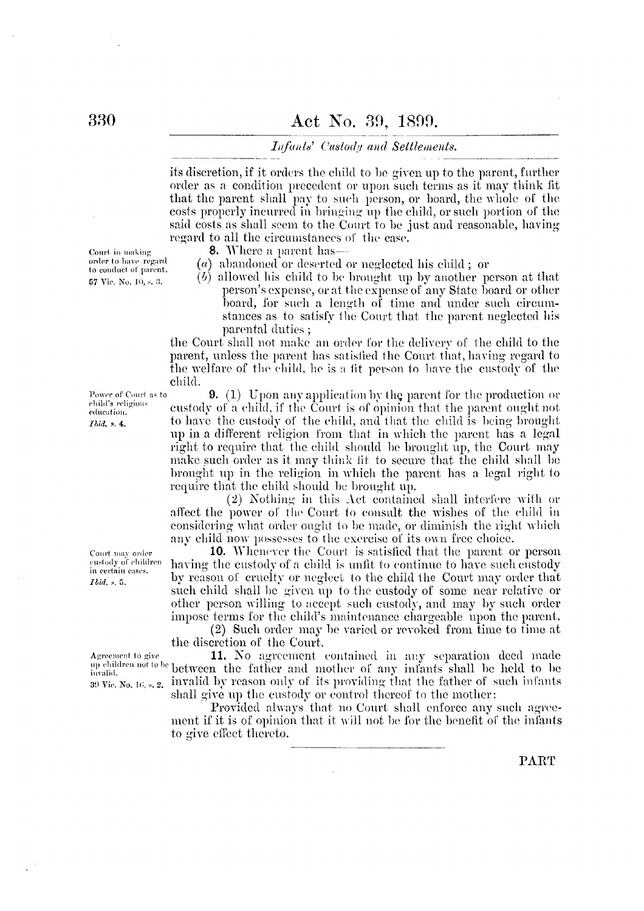its discretion, if it orders the child to be given up to the parent, further order as a condition precedent or upon such terms as it may think fit that the parent shall pay to such person, or board, the whole of the costs properly incurred in bringing up the child, or such portion of the said costs as shall seem to the Court to be just and reasonable, having regard to all the circumstances of the case.

*Court in making order to have regard to conduct of parent. 57 Vic. No. 10, s. 3.*

**8.** Where a parent has—

(*a*) abandoned or deserted or neglected his child; or

(*b*) allowed his child to be brought up by another person at that person's expense, or at the expense of any State board or other board, for such a length of time and under such circumstances as to satisfy the Court that the parent neglected his parental duties;

the Court shall not make an order for the delivery of the child to the parent, unless the parent has satisfied the Court that, having regard to the welfare of the child, he is a fit person to have the custody of the child.

*Power of Court as to child's religious education. Ibid, s. 4.*

**9.** (1) Upon any application by the parent for the production or custody of a child, if the Court is of opinion that the parent ought not to have the custody of the child, and that the child is being brought up in a different religion from that in which the parent has a legal right to require that the child should be brought up, the Court may make such order as it may think fit to secure that the child shall be brought up in the religion in which the parent has a legal right to require that the child should be brought up.

(2) Nothing in this Act contained shall interfere with or affect the power of the Court to consult the wishes of the child in considering what order ought to be made, or diminish the right which any child now possesses to the exercise of its own free choice.

*Court may order custody of children in certain cases. Ibid, s. 5.*

**10.** Whenever the Court is satisfied that the parent or person having the custody of a child is unfit to continue to have such custody by reason of cruelty or neglect to the child the Court may order that such child shall be given up to the custody of some near relative or other person willing to accept such custody, and may by such order impose terms for the child's maintenance chargeable upon the parent.

(2) Such order may be varied or revoked from time to time at the discretion of the Court.

*Agreement to give up children not to be invalid. 39 Vic. No. 16, s. 2.*

**11.** No agreement contained in any separation deed made between the father and mother of any infants shall be held to be invalid by reason only of its providing that the father of such infants shall give up the custody or control thereof to the mother:

Provided always that no Court shall enforce any such agreement if it is of opinion that it will not be for the benefit of the infants to give effect thereto.

PART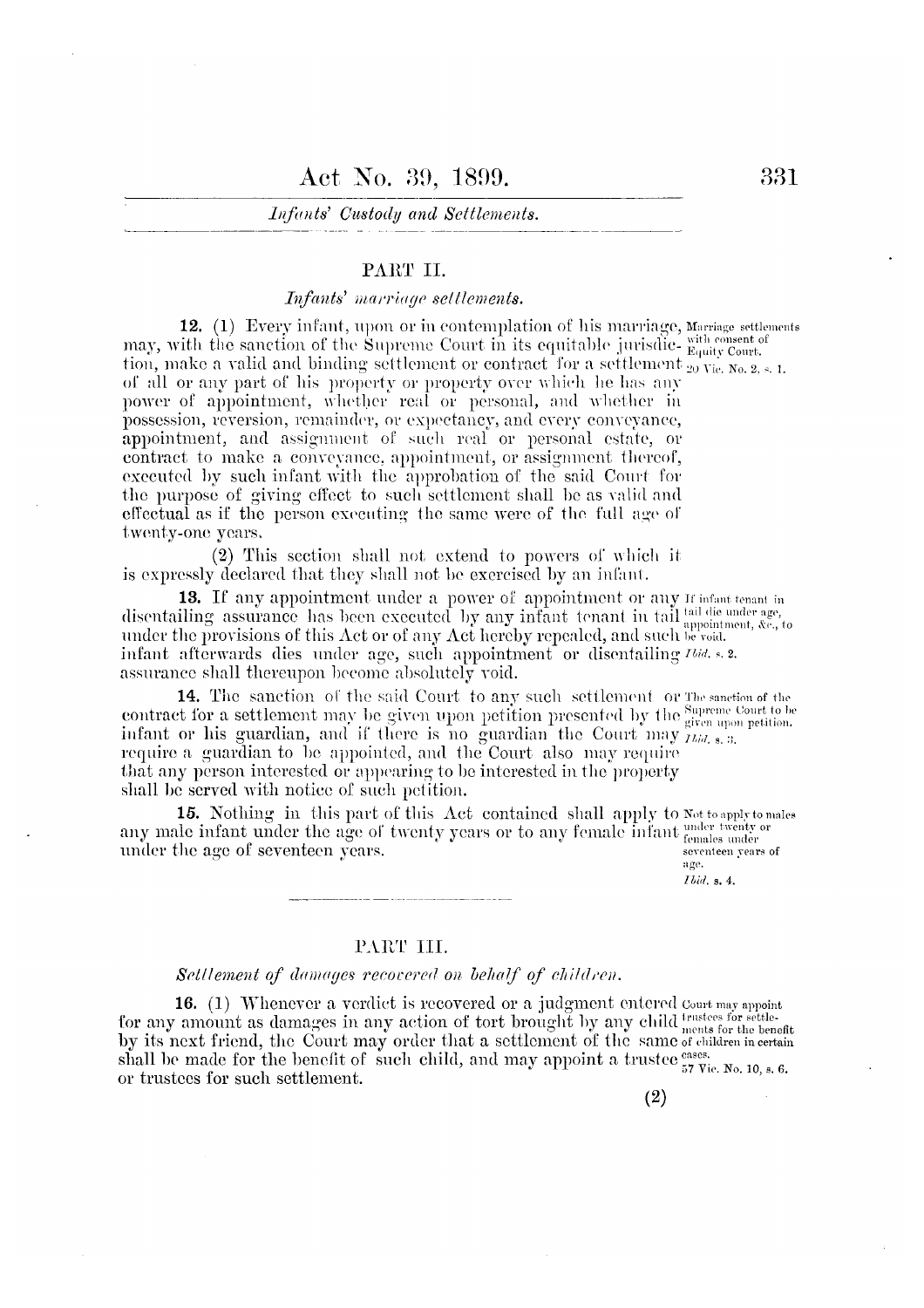## PART II.

### *Infants' marriage settlements.*

**12.** (1) Every infant, upon or in contemplation of his marriage, may, with the sanction of the Supreme Court in its equitable jurisdiction, make a valid and binding settlement or contract for a settlement of all or any part of his property or property over which he has any power of appointment, whether real or personal, and whether in possession, reversion, remainder, or expectancy, and every conveyance, appointment, and assignment of such real or personal estate, or contract to make a conveyance, appointment, or assignment thereof, executed by such infant with the approbation of the said Court for the purpose of giving effect to such settlement shall be as valid and effectual as if the person executing the same were of the full age of twenty-one years.

Marriage settlements with consent of Equity Court. 20 Vic. No. 2, s. 1.

(2) This section shall not extend to powers of which it is expressly declared that they shall not be exercised by an infant.

**13.** If any appointment under a power of appointment or any disentailing assurance has been executed by any infant tenant in tail under the provisions of this Act or of any Act hereby repealed, and such infant afterwards dies under age, such appointment or disentailing assurance shall thereupon become absolutely void.

If infant tenant in tail die under age, appointment, &c., to be void. *Ibid.* s. 2.

**14.** The sanction of the said Court to any such settlement or contract for a settlement may be given upon petition presented by the infant or his guardian, and if there is no guardian the Court may require a guardian to be appointed, and the Court also may require that any person interested or appearing to be interested in the property shall be served with notice of such petition.

The sanction of the Supreme Court to be given upon petition. *Ibid.* s. 3.

**15.** Nothing in this part of this Act contained shall apply to any male infant under the age of twenty years or to any female infant under the age of seventeen years.

Not to apply to males under twenty or females under seventeen years of age. *Ibid.* s. 4.

## PART III.

### *Settlement of damages recovered on behalf of children.*

**16.** (1) Whenever a verdict is recovered or a judgment entered for any amount as damages in any action of tort brought by any child by its next friend, the Court may order that a settlement of the same shall be made for the benefit of such child, and may appoint a trustee or trustees for such settlement.

Court may appoint trustees for settlements for the benefit of children in certain cases. 57 Vic. No. 10, s. 6.

(2)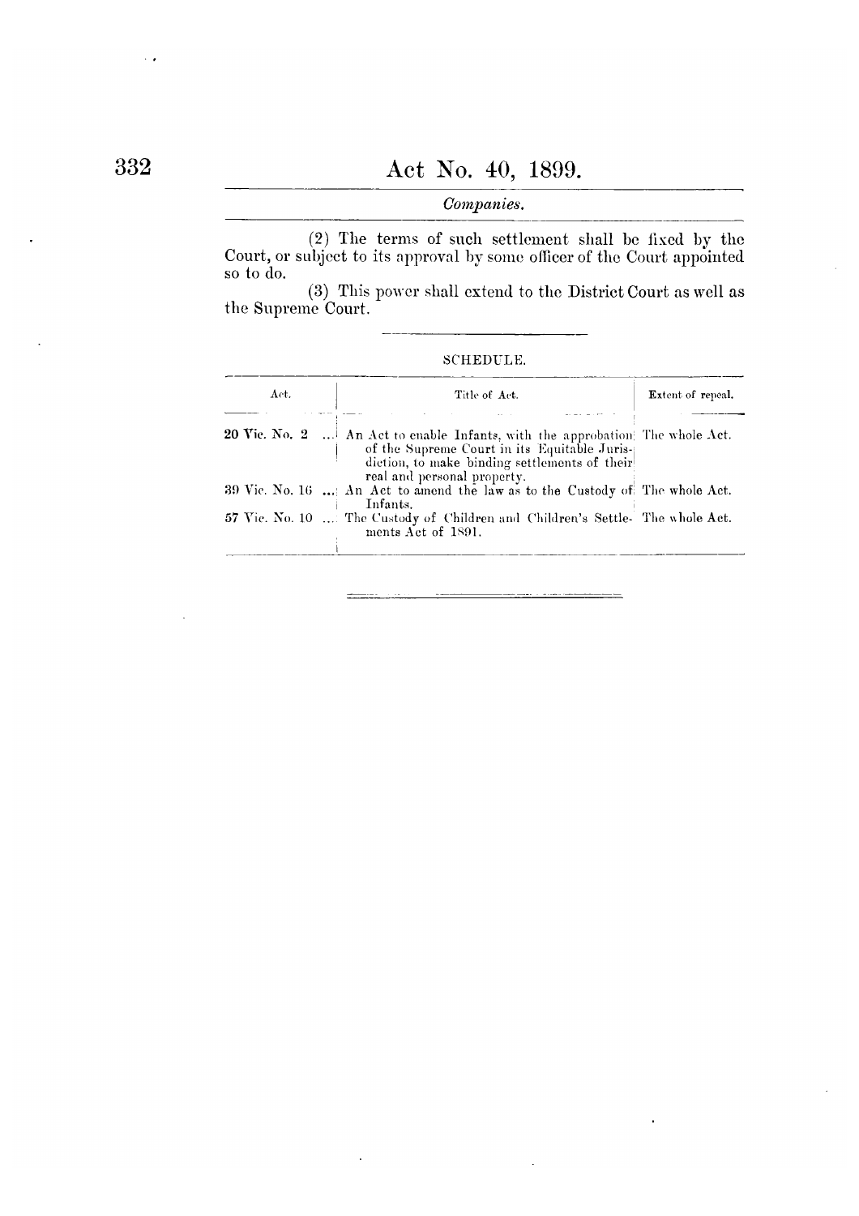(2) The terms of such settlement shall be fixed by the Court, or subject to its approval by some officer of the Court appointed so to do.

(3) This power shall extend to the District Court as well as the Supreme Court.

SCHEDULE.

| Act. | Title of Act. | Extent of repeal. |
|---|---|---|
| 20 Vic. No. 2 ... | An Act to enable Infants, with the approbation of the Supreme Court in its Equitable Jurisdiction, to make binding settlements of their real and personal property. | The whole Act. |
| 39 Vic. No. 16 ... | An Act to amend the law as to the Custody of Infants. | The whole Act. |
| 57 Vic. No. 10 ... | The Custody of Children and Children's Settlements Act of 1891. | The whole Act. |